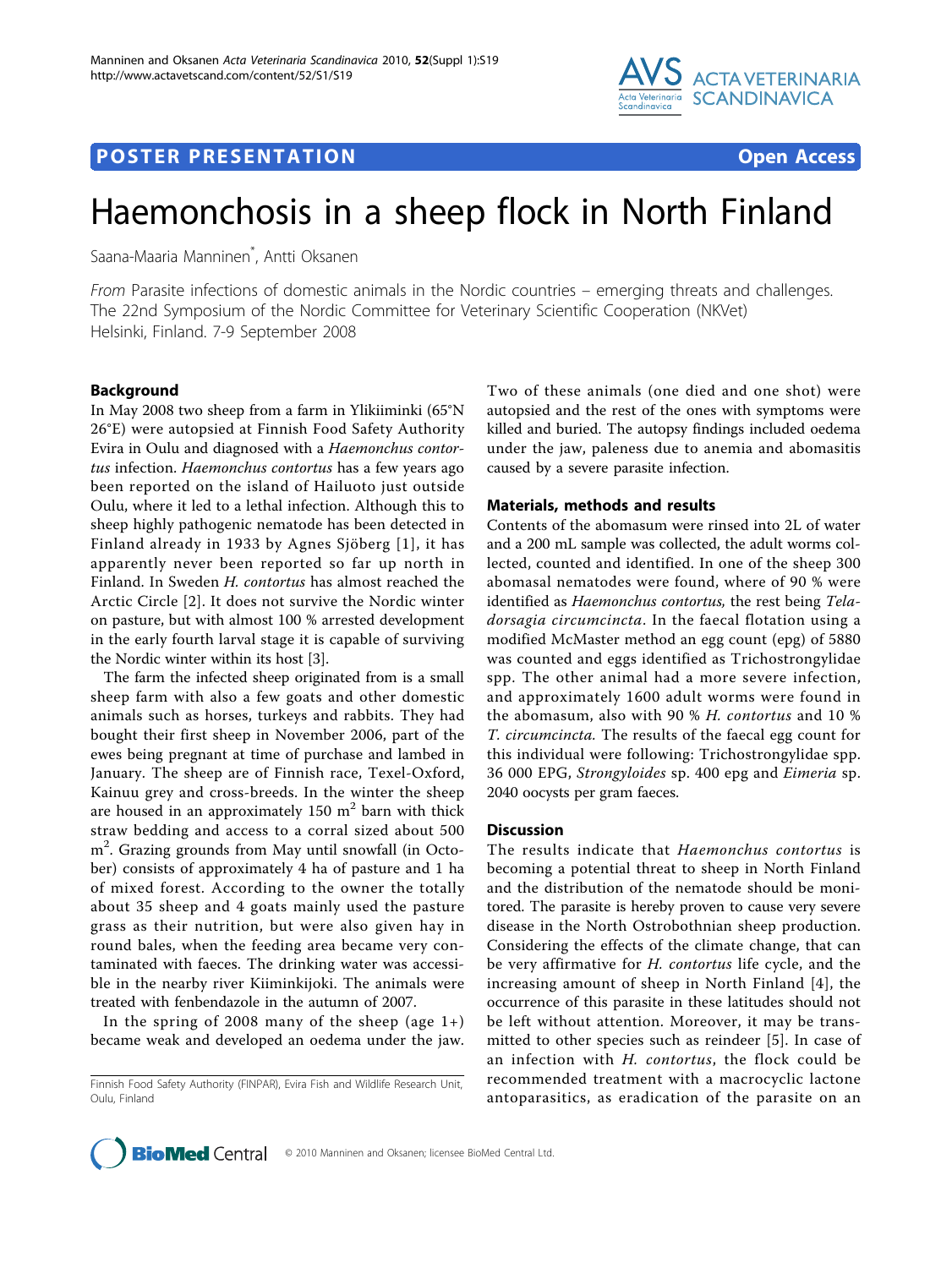POSTER PRESENTATION Open Access

# Haemonchosis in a sheep flock in North Finland

Saana-Maaria Manninen*, Antti Oksanen

*From* Parasite infections of domestic animals in the Nordic countries – emerging threats and challenges. The 22nd Symposium of the Nordic Committee for Veterinary Scientific Cooperation (NKVet)
Helsinki, Finland. 7-9 September 2008

## Background

In May 2008 two sheep from a farm in Ylikiiminki (65°N 26°E) were autopsied at Finnish Food Safety Authority Evira in Oulu and diagnosed with a *Haemonchus contortus* infection. *Haemonchus contortus* has a few years ago been reported on the island of Hailuoto just outside Oulu, where it led to a lethal infection. Although this to sheep highly pathogenic nematode has been detected in Finland already in 1933 by Agnes Sjöberg [1], it has apparently never been reported so far up north in Finland. In Sweden *H. contortus* has almost reached the Arctic Circle [2]. It does not survive the Nordic winter on pasture, but with almost 100 % arrested development in the early fourth larval stage it is capable of surviving the Nordic winter within its host [3].

The farm the infected sheep originated from is a small sheep farm with also a few goats and other domestic animals such as horses, turkeys and rabbits. They had bought their first sheep in November 2006, part of the ewes being pregnant at time of purchase and lambed in January. The sheep are of Finnish race, Texel-Oxford, Kainuu grey and cross-breeds. In the winter the sheep are housed in an approximately 150 $m^2$ barn with thick straw bedding and access to a corral sized about 500 $m^2$. Grazing grounds from May until snowfall (in October) consists of approximately 4 ha of pasture and 1 ha of mixed forest. According to the owner the totally about 35 sheep and 4 goats mainly used the pasture grass as their nutrition, but were also given hay in round bales, when the feeding area became very contaminated with faeces. The drinking water was accessible in the nearby river Kiiminkijoki. The animals were treated with fenbendazole in the autumn of 2007.

In the spring of 2008 many of the sheep (age 1+) became weak and developed an oedema under the jaw. Two of these animals (one died and one shot) were autopsied and the rest of the ones with symptoms were killed and buried. The autopsy findings included oedema under the jaw, paleness due to anemia and abomasitis caused by a severe parasite infection.

## Materials, methods and results

Contents of the abomasum were rinsed into 2L of water and a 200 mL sample was collected, the adult worms collected, counted and identified. In one of the sheep 300 abomasal nematodes were found, where of 90 % were identified as *Haemonchus contortus*, the rest being *Teladorsagia circumcincta*. In the faecal flotation using a modified McMaster method an egg count (epg) of 5880 was counted and eggs identified as Trichostrongylidae spp. The other animal had a more severe infection, and approximately 1600 adult worms were found in the abomasum, also with 90 % *H. contortus* and 10 % *T. circumcincta.* The results of the faecal egg count for this individual were following: Trichostrongylidae spp. 36 000 EPG, *Strongyloides* sp. 400 epg and *Eimeria* sp. 2040 oocysts per gram faeces.

## Discussion

The results indicate that *Haemonchus contortus* is becoming a potential threat to sheep in North Finland and the distribution of the nematode should be monitored. The parasite is hereby proven to cause very severe disease in the North Ostrobothnian sheep production. Considering the effects of the climate change, that can be very affirmative for *H. contortus* life cycle, and the increasing amount of sheep in North Finland [4], the occurrence of this parasite in these latitudes should not be left without attention. Moreover, it may be transmitted to other species such as reindeer [5]. In case of an infection with *H. contortus*, the flock could be recommended treatment with a macrocyclic lactone antoparasitics, as eradication of the parasite on an

Finnish Food Safety Authority (FINPAR), Evira Fish and Wildlife Research Unit, Oulu, Finland

© 2010 Manninen and Oksanen; licensee BioMed Central Ltd.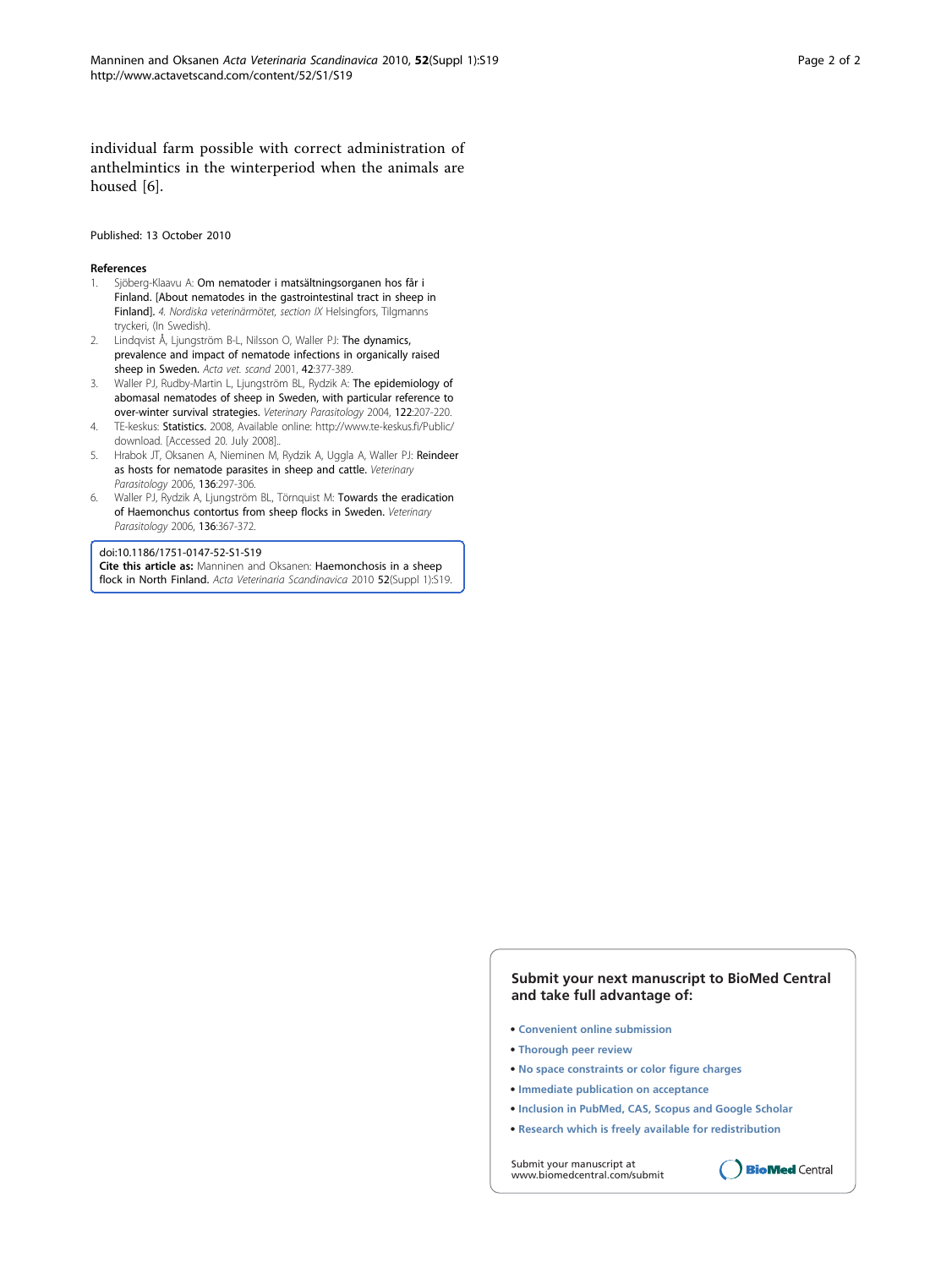individual farm possible with correct administration of anthelmintics in the winterperiod when the animals are housed [6].

Published: 13 October 2010

## References

1. Sjöberg-Klaavu A: **Om nematoder i matsältningsorganen hos får i Finland. [About nematodes in the gastrointestinal tract in sheep in Finland].** *4. Nordiska veterinärmötet, section IX* Helsingfors, Tilgmanns tryckeri, (In Swedish).
2. Lindqvist Å, Ljungström B-L, Nilsson O, Waller PJ: **The dynamics, prevalence and impact of nematode infections in organically raised sheep in Sweden.** *Acta vet. scand* 2001, **42**:377-389.
3. Waller PJ, Rudby-Martin L, Ljungström BL, Rydzik A: **The epidemiology of abomasal nematodes of sheep in Sweden, with particular reference to over-winter survival strategies.** *Veterinary Parasitology* 2004, **122**:207-220.
4. TE-keskus: **Statistics.** 2008, Available online: http://www.te-keskus.fi/Public/download. [Accessed 20. July 2008]..
5. Hrabok JT, Oksanen A, Nieminen M, Rydzik A, Uggla A, Waller PJ: **Reindeer as hosts for nematode parasites in sheep and cattle.** *Veterinary Parasitology* 2006, **136**:297-306.
6. Waller PJ, Rydzik A, Ljungström BL, Törnquist M: **Towards the eradication of Haemonchus contortus from sheep flocks in Sweden.** *Veterinary Parasitology* 2006, **136**:367-372.

doi:10.1186/1751-0147-52-S1-S19

**Cite this article as:** Manninen and Oksanen: **Haemonchosis in a sheep flock in North Finland.** *Acta Veterinaria Scandinavica* 2010 **52**(Suppl 1):S19.

**Submit your next manuscript to BioMed Central and take full advantage of:**

- Convenient online submission
- Thorough peer review
- No space constraints or color figure charges
- Immediate publication on acceptance
- Inclusion in PubMed, CAS, Scopus and Google Scholar
- Research which is freely available for redistribution

Submit your manuscript at
www.biomedcentral.com/submit

BioMed Central